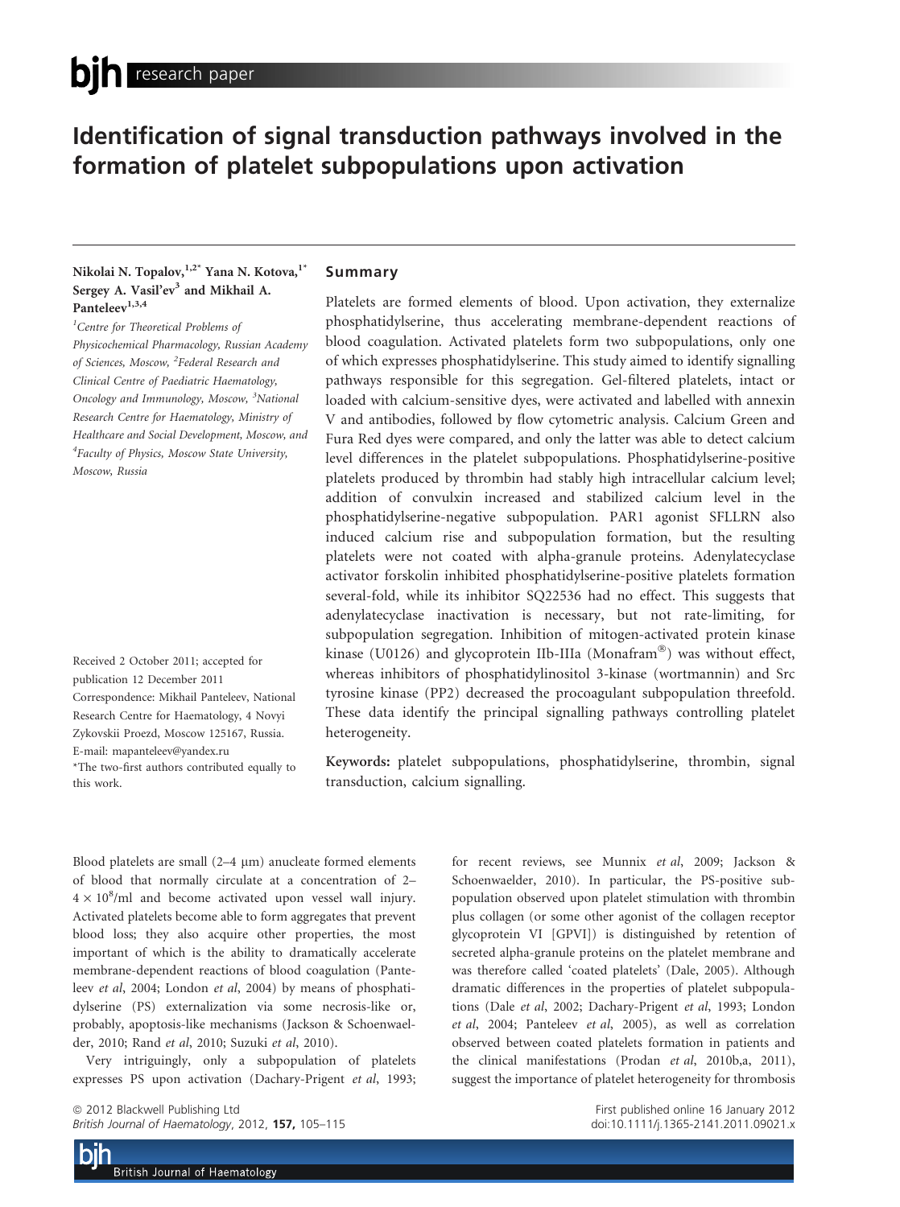research paper

# Identification of signal transduction pathways involved in the formation of platelet subpopulations upon activation

Nikolai N. Topalov,[1,2*] Yana N. Kotova,[1*] Sergey A. Vasil'ev[3] and Mikhail A. Panteleev[1,3,4]

[1]Centre for Theoretical Problems of Physicochemical Pharmacology, Russian Academy of Sciences, Moscow, [2]Federal Research and Clinical Centre of Paediatric Haematology, Oncology and Immunology, Moscow, [3]National Research Centre for Haematology, Ministry of Healthcare and Social Development, Moscow, and [4]Faculty of Physics, Moscow State University, Moscow, Russia

## Summary

Platelets are formed elements of blood. Upon activation, they externalize phosphatidylserine, thus accelerating membrane-dependent reactions of blood coagulation. Activated platelets form two subpopulations, only one of which expresses phosphatidylserine. This study aimed to identify signalling pathways responsible for this segregation. Gel-filtered platelets, intact or loaded with calcium-sensitive dyes, were activated and labelled with annexin V and antibodies, followed by flow cytometric analysis. Calcium Green and Fura Red dyes were compared, and only the latter was able to detect calcium level differences in the platelet subpopulations. Phosphatidylserine-positive platelets produced by thrombin had stably high intracellular calcium level; addition of convulxin increased and stabilized calcium level in the phosphatidylserine-negative subpopulation. PAR1 agonist SFLLRN also induced calcium rise and subpopulation formation, but the resulting platelets were not coated with alpha-granule proteins. Adenylatecyclase activator forskolin inhibited phosphatidylserine-positive platelets formation several-fold, while its inhibitor SQ22536 had no effect. This suggests that adenylatecyclase inactivation is necessary, but not rate-limiting, for subpopulation segregation. Inhibition of mitogen-activated protein kinase kinase (U0126) and glycoprotein IIb-IIIa (Monafram®) was without effect, whereas inhibitors of phosphatidylinositol 3-kinase (wortmannin) and Src tyrosine kinase (PP2) decreased the procoagulant subpopulation threefold. These data identify the principal signalling pathways controlling platelet heterogeneity.

**Keywords:** platelet subpopulations, phosphatidylserine, thrombin, signal transduction, calcium signalling.

Received 2 October 2011; accepted for publication 12 December 2011

Correspondence: Mikhail Panteleev, National Research Centre for Haematology, 4 Novyi Zykovskii Proezd, Moscow 125167, Russia.
E-mail: mapanteleev@yandex.ru

*The two-first authors contributed equally to this work.

Blood platelets are small (2–4 μm) anucleate formed elements of blood that normally circulate at a concentration of 2–$4 \times 10^8$/ml and become activated upon vessel wall injury. Activated platelets become able to form aggregates that prevent blood loss; they also acquire other properties, the most important of which is the ability to dramatically accelerate membrane-dependent reactions of blood coagulation (Panteleev *et al*, 2004; London *et al*, 2004) by means of phosphatidylserine (PS) externalization via some necrosis-like or, probably, apoptosis-like mechanisms (Jackson & Schoenwaelder, 2010; Rand *et al*, 2010; Suzuki *et al*, 2010).

Very intriguingly, only a subpopulation of platelets expresses PS upon activation (Dachary-Prigent *et al*, 1993; for recent reviews, see Munnix *et al*, 2009; Jackson & Schoenwaelder, 2010). In particular, the PS-positive subpopulation observed upon platelet stimulation with thrombin plus collagen (or some other agonist of the collagen receptor glycoprotein VI [GPVI]) is distinguished by retention of secreted alpha-granule proteins on the platelet membrane and was therefore called 'coated platelets' (Dale, 2005). Although dramatic differences in the properties of platelet subpopulations (Dale *et al*, 2002; Dachary-Prigent *et al*, 1993; London *et al*, 2004; Panteleev *et al*, 2005), as well as correlation observed between coated platelets formation in patients and the clinical manifestations (Prodan *et al*, 2010b,a, 2011), suggest the importance of platelet heterogeneity for thrombosis

© 2012 Blackwell Publishing Ltd

First published online 16 January 2012
doi:10.1111/j.1365-2141.2011.09021.x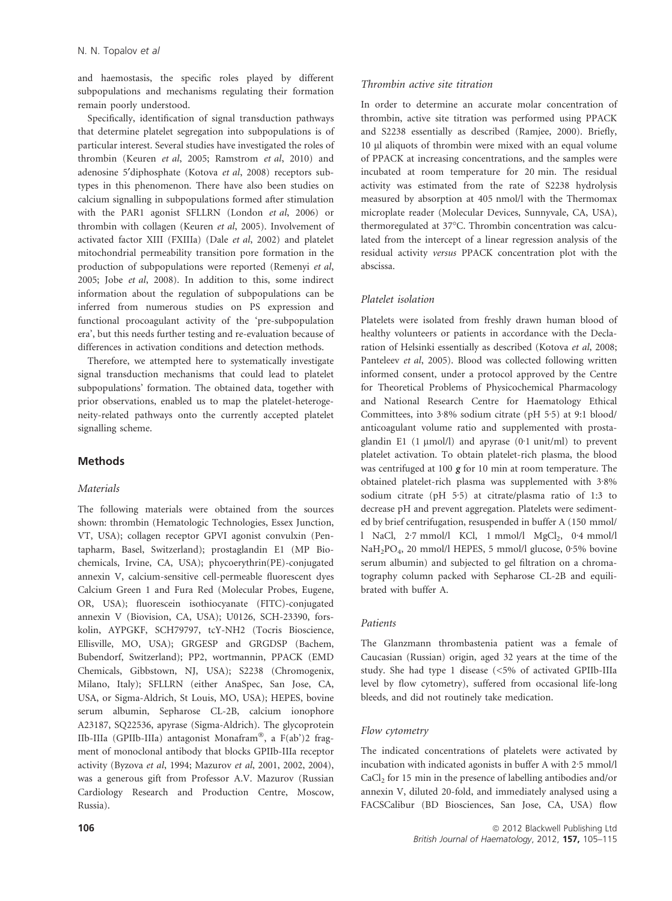and haemostasis, the specific roles played by different subpopulations and mechanisms regulating their formation remain poorly understood.

Specifically, identification of signal transduction pathways that determine platelet segregation into subpopulations is of particular interest. Several studies have investigated the roles of thrombin (Keuren *et al*, 2005; Ramstrom *et al*, 2010) and adenosine 5′diphosphate (Kotova *et al*, 2008) receptors subtypes in this phenomenon. There have also been studies on calcium signalling in subpopulations formed after stimulation with the PAR1 agonist SFLLRN (London *et al*, 2006) or thrombin with collagen (Keuren *et al*, 2005). Involvement of activated factor XIII (FXIIIa) (Dale *et al*, 2002) and platelet mitochondrial permeability transition pore formation in the production of subpopulations were reported (Remenyi *et al*, 2005; Jobe *et al*, 2008). In addition to this, some indirect information about the regulation of subpopulations can be inferred from numerous studies on PS expression and functional procoagulant activity of the 'pre-subpopulation era', but this needs further testing and re-evaluation because of differences in activation conditions and detection methods.

Therefore, we attempted here to systematically investigate signal transduction mechanisms that could lead to platelet subpopulations' formation. The obtained data, together with prior observations, enabled us to map the platelet-heterogeneity-related pathways onto the currently accepted platelet signalling scheme.

## Methods

### Materials

The following materials were obtained from the sources shown: thrombin (Hematologic Technologies, Essex Junction, VT, USA); collagen receptor GPVI agonist convulxin (Pentapharm, Basel, Switzerland); prostaglandin E1 (MP Biochemicals, Irvine, CA, USA); phycoerythrin(PE)-conjugated annexin V, calcium-sensitive cell-permeable fluorescent dyes Calcium Green 1 and Fura Red (Molecular Probes, Eugene, OR, USA); fluorescein isothiocyanate (FITC)-conjugated annexin V (Biovision, CA, USA); U0126, SCH-23390, forskolin, AYPGKF, SCH79797, tcY-NH2 (Tocris Bioscience, Ellisville, MO, USA); GRGESP and GRGDSP (Bachem, Bubendorf, Switzerland); PP2, wortmannin, PPACK (EMD Chemicals, Gibbstown, NJ, USA); S2238 (Chromogenix, Milano, Italy); SFLLRN (either AnaSpec, San Jose, CA, USA, or Sigma-Aldrich, St Louis, MO, USA); HEPES, bovine serum albumin, Sepharose CL-2B, calcium ionophore A23187, SQ22536, apyrase (Sigma-Aldrich). The glycoprotein IIb-IIIa (GPIIb-IIIa) antagonist Monafram®, a F(ab')2 fragment of monoclonal antibody that blocks GPIIb-IIIa receptor activity (Byzova *et al*, 1994; Mazurov *et al*, 2001, 2002, 2004), was a generous gift from Professor A.V. Mazurov (Russian Cardiology Research and Production Centre, Moscow, Russia).

### Thrombin active site titration

In order to determine an accurate molar concentration of thrombin, active site titration was performed using PPACK and S2238 essentially as described (Ramjee, 2000). Briefly, 10 μl aliquots of thrombin were mixed with an equal volume of PPACK at increasing concentrations, and the samples were incubated at room temperature for 20 min. The residual activity was estimated from the rate of S2238 hydrolysis measured by absorption at 405 nmol/l with the Thermomax microplate reader (Molecular Devices, Sunnyvale, CA, USA), thermoregulated at 37°C. Thrombin concentration was calculated from the intercept of a linear regression analysis of the residual activity *versus* PPACK concentration plot with the abscissa.

### Platelet isolation

Platelets were isolated from freshly drawn human blood of healthy volunteers or patients in accordance with the Declaration of Helsinki essentially as described (Kotova *et al*, 2008; Panteleev *et al*, 2005). Blood was collected following written informed consent, under a protocol approved by the Centre for Theoretical Problems of Physicochemical Pharmacology and National Research Centre for Haematology Ethical Committees, into 3·8% sodium citrate (pH 5·5) at 9:1 blood/anticoagulant volume ratio and supplemented with prostaglandin E1 (1 μmol/l) and apyrase (0·1 unit/ml) to prevent platelet activation. To obtain platelet-rich plasma, the blood was centrifuged at 100 ***g*** for 10 min at room temperature. The obtained platelet-rich plasma was supplemented with 3·8% sodium citrate (pH 5·5) at citrate/plasma ratio of 1:3 to decrease pH and prevent aggregation. Platelets were sedimented by brief centrifugation, resuspended in buffer A (150 mmol/l NaCl, 2·7 mmol/l KCl, 1 mmol/l $MgCl_2$, 0·4 mmol/l $NaH_2PO_4$, 20 mmol/l HEPES, 5 mmol/l glucose, 0·5% bovine serum albumin) and subjected to gel filtration on a chromatography column packed with Sepharose CL-2B and equilibrated with buffer A.

### Patients

The Glanzmann thrombastenia patient was a female of Caucasian (Russian) origin, aged 32 years at the time of the study. She had type 1 disease (<5% of activated GPIIb-IIIa level by flow cytometry), suffered from occasional life-long bleeds, and did not routinely take medication.

### Flow cytometry

The indicated concentrations of platelets were activated by incubation with indicated agonists in buffer A with 2·5 mmol/l $CaCl_2$ for 15 min in the presence of labelling antibodies and/or annexin V, diluted 20-fold, and immediately analysed using a FACSCalibur (BD Biosciences, San Jose, CA, USA) flow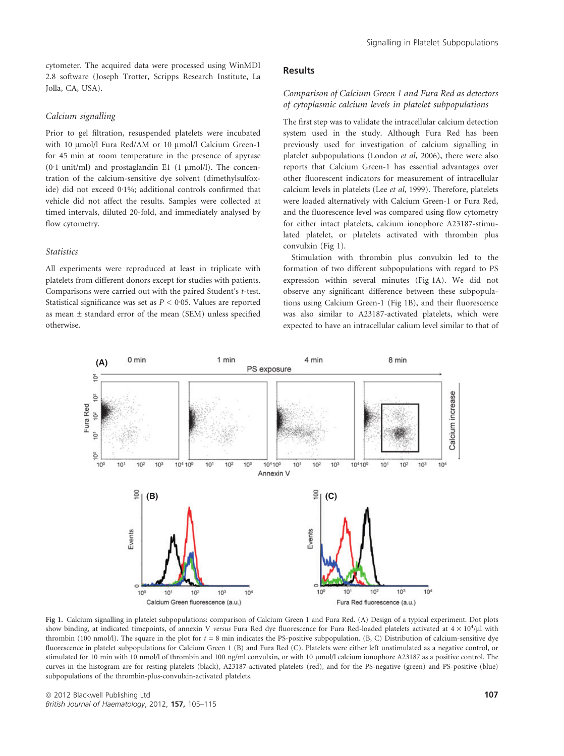cytometer. The acquired data were processed using WinMDI 2.8 software (Joseph Trotter, Scripps Research Institute, La Jolla, CA, USA).

### *Calcium signalling*

Prior to gel filtration, resuspended platelets were incubated with 10 μmol/l Fura Red/AM or 10 μmol/l Calcium Green-1 for 45 min at room temperature in the presence of apyrase (0·1 unit/ml) and prostaglandin E1 (1 μmol/l). The concentration of the calcium-sensitive dye solvent (dimethylsulfoxide) did not exceed 0·1%; additional controls confirmed that vehicle did not affect the results. Samples were collected at timed intervals, diluted 20-fold, and immediately analysed by flow cytometry.

### *Statistics*

All experiments were reproduced at least in triplicate with platelets from different donors except for studies with patients. Comparisons were carried out with the paired Student's *t*-test. Statistical significance was set as $P < 0{\cdot}05$. Values are reported as mean ± standard error of the mean (SEM) unless specified otherwise.

## Results

### *Comparison of Calcium Green 1 and Fura Red as detectors of cytoplasmic calcium levels in platelet subpopulations*

The first step was to validate the intracellular calcium detection system used in the study. Although Fura Red has been previously used for investigation of calcium signalling in platelet subpopulations (London *et al*, 2006), there were also reports that Calcium Green-1 has essential advantages over other fluorescent indicators for measurement of intracellular calcium levels in platelets (Lee *et al*, 1999). Therefore, platelets were loaded alternatively with Calcium Green-1 or Fura Red, and the fluorescence level was compared using flow cytometry for either intact platelets, calcium ionophore A23187-stimulated platelet, or platelets activated with thrombin plus convulxin (Fig 1).

Stimulation with thrombin plus convulxin led to the formation of two different subpopulations with regard to PS expression within several minutes (Fig 1A). We did not observe any significant difference between these subpopulations using Calcium Green-1 (Fig 1B), and their fluorescence was also similar to A23187-activated platelets, which were expected to have an intracellular calium level similar to that of

(A)
0 min
1 min
4 min
8 min
PS exposure
Fura Red
Annexin V
Calcium increase
10⁰ 10¹ 10² 10³ 10⁴

(B)
Events
Calcium Green fluorescence (a.u.)

(C)
Events
Fura Red fluorescence (a.u.)

Fig 1. Calcium signalling in platelet subpopulations: comparison of Calcium Green 1 and Fura Red. (A) Design of a typical experiment. Dot plots show binding, at indicated timepoints, of annexin V *versus* Fura Red dye fluorescence for Fura Red-loaded platelets activated at $4 \times 10^4$/μl with thrombin (100 nmol/l). The square in the plot for $t = 8$ min indicates the PS-positive subpopulation. (B, C) Distribution of calcium-sensitive dye fluorescence in platelet subpopulations for Calcium Green 1 (B) and Fura Red (C). Platelets were either left unstimulated as a negative control, or stimulated for 10 min with 10 nmol/l of thrombin and 100 ng/ml convulxin, or with 10 μmol/l calcium ionophore A23187 as a positive control. The curves in the histogram are for resting platelets (black), A23187-activated platelets (red), and for the PS-negative (green) and PS-positive (blue) subpopulations of the thrombin-plus-convulxin-activated platelets.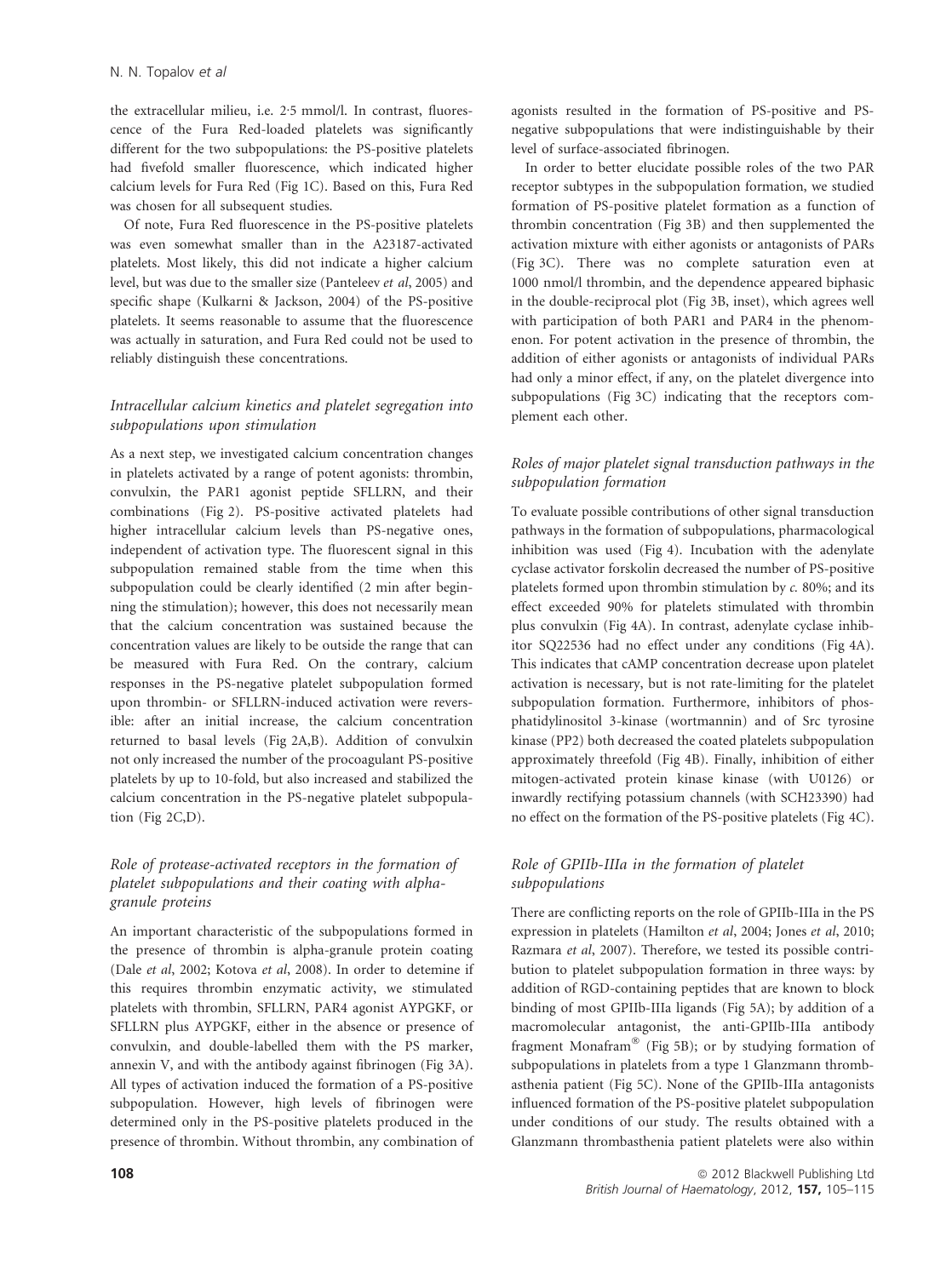the extracellular milieu, i.e. 2·5 mmol/l. In contrast, fluorescence of the Fura Red-loaded platelets was significantly different for the two subpopulations: the PS-positive platelets had fivefold smaller fluorescence, which indicated higher calcium levels for Fura Red (Fig 1C). Based on this, Fura Red was chosen for all subsequent studies.

Of note, Fura Red fluorescence in the PS-positive platelets was even somewhat smaller than in the A23187-activated platelets. Most likely, this did not indicate a higher calcium level, but was due to the smaller size (Panteleev *et al*, 2005) and specific shape (Kulkarni & Jackson, 2004) of the PS-positive platelets. It seems reasonable to assume that the fluorescence was actually in saturation, and Fura Red could not be used to reliably distinguish these concentrations.

### *Intracellular calcium kinetics and platelet segregation into subpopulations upon stimulation*

As a next step, we investigated calcium concentration changes in platelets activated by a range of potent agonists: thrombin, convulxin, the PAR1 agonist peptide SFLLRN, and their combinations (Fig 2). PS-positive activated platelets had higher intracellular calcium levels than PS-negative ones, independent of activation type. The fluorescent signal in this subpopulation remained stable from the time when this subpopulation could be clearly identified (2 min after beginning the stimulation); however, this does not necessarily mean that the calcium concentration was sustained because the concentration values are likely to be outside the range that can be measured with Fura Red. On the contrary, calcium responses in the PS-negative platelet subpopulation formed upon thrombin- or SFLLRN-induced activation were reversible: after an initial increase, the calcium concentration returned to basal levels (Fig 2A,B). Addition of convulxin not only increased the number of the procoagulant PS-positive platelets by up to 10-fold, but also increased and stabilized the calcium concentration in the PS-negative platelet subpopulation (Fig 2C,D).

### *Role of protease-activated receptors in the formation of platelet subpopulations and their coating with alpha-granule proteins*

An important characteristic of the subpopulations formed in the presence of thrombin is alpha-granule protein coating (Dale *et al*, 2002; Kotova *et al*, 2008). In order to detemine if this requires thrombin enzymatic activity, we stimulated platelets with thrombin, SFLLRN, PAR4 agonist AYPGKF, or SFLLRN plus AYPGKF, either in the absence or presence of convulxin, and double-labelled them with the PS marker, annexin V, and with the antibody against fibrinogen (Fig 3A). All types of activation induced the formation of a PS-positive subpopulation. However, high levels of fibrinogen were determined only in the PS-positive platelets produced in the presence of thrombin. Without thrombin, any combination of agonists resulted in the formation of PS-positive and PS-negative subpopulations that were indistinguishable by their level of surface-associated fibrinogen.

In order to better elucidate possible roles of the two PAR receptor subtypes in the subpopulation formation, we studied formation of PS-positive platelet formation as a function of thrombin concentration (Fig 3B) and then supplemented the activation mixture with either agonists or antagonists of PARs (Fig 3C). There was no complete saturation even at 1000 nmol/l thrombin, and the dependence appeared biphasic in the double-reciprocal plot (Fig 3B, inset), which agrees well with participation of both PAR1 and PAR4 in the phenomenon. For potent activation in the presence of thrombin, the addition of either agonists or antagonists of individual PARs had only a minor effect, if any, on the platelet divergence into subpopulations (Fig 3C) indicating that the receptors complement each other.

### *Roles of major platelet signal transduction pathways in the subpopulation formation*

To evaluate possible contributions of other signal transduction pathways in the formation of subpopulations, pharmacological inhibition was used (Fig 4). Incubation with the adenylate cyclase activator forskolin decreased the number of PS-positive platelets formed upon thrombin stimulation by *c.* 80%; and its effect exceeded 90% for platelets stimulated with thrombin plus convulxin (Fig 4A). In contrast, adenylate cyclase inhibitor SQ22536 had no effect under any conditions (Fig 4A). This indicates that cAMP concentration decrease upon platelet activation is necessary, but is not rate-limiting for the platelet subpopulation formation. Furthermore, inhibitors of phosphatidylinositol 3-kinase (wortmannin) and of Src tyrosine kinase (PP2) both decreased the coated platelets subpopulation approximately threefold (Fig 4B). Finally, inhibition of either mitogen-activated protein kinase kinase (with U0126) or inwardly rectifying potassium channels (with SCH23390) had no effect on the formation of the PS-positive platelets (Fig 4C).

### *Role of GPIIb-IIIa in the formation of platelet subpopulations*

There are conflicting reports on the role of GPIIb-IIIa in the PS expression in platelets (Hamilton *et al*, 2004; Jones *et al*, 2010; Razmara *et al*, 2007). Therefore, we tested its possible contribution to platelet subpopulation formation in three ways: by addition of RGD-containing peptides that are known to block binding of most GPIIb-IIIa ligands (Fig 5A); by addition of a macromolecular antagonist, the anti-GPIIb-IIIa antibody fragment Monafram® (Fig 5B); or by studying formation of subpopulations in platelets from a type 1 Glanzmann thrombasthenia patient (Fig 5C). None of the GPIIb-IIIa antagonists influenced formation of the PS-positive platelet subpopulation under conditions of our study. The results obtained with a Glanzmann thrombasthenia patient platelets were also within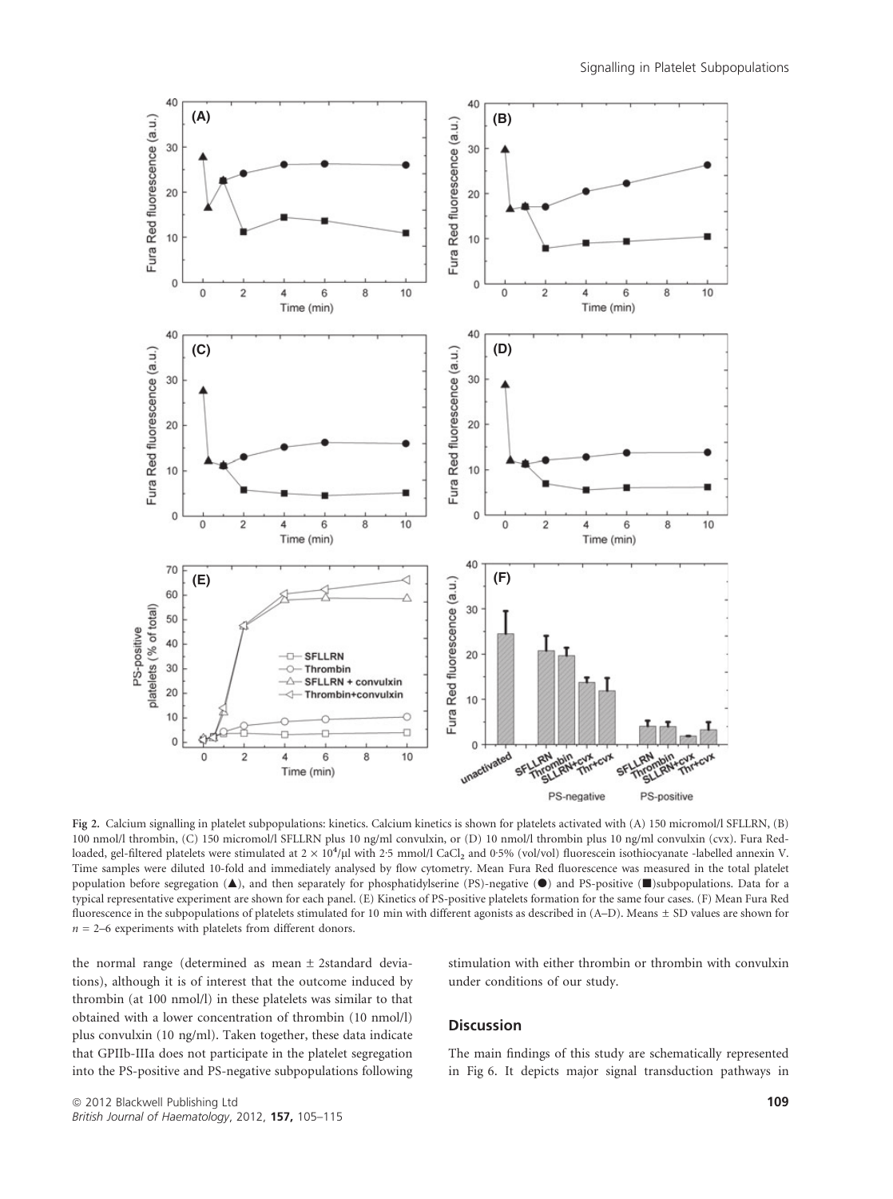(A)

Fura Red fluorescence (a.u.)

40
30
20
10
0

0 2 4 6 8 10

Time (min)

(B)

Fura Red fluorescence (a.u.)

40
30
20
10
0

0 2 4 6 8 10

Time (min)

(C)

Fura Red fluorescence (a.u.)

40
30
20
10
0

0 2 4 6 8 10

Time (min)

(D)

Fura Red fluorescence (a.u.)

40
30
20
10
0

0 2 4 6 8 10

Time (min)

(E)

PS-positive platelets (% of total)

70
60
50
40
30
20
10
0

0 2 4 6 8 10

Time (min)

SFLLRN
Thrombin
SFLLRN + convulxin
Thrombin+convulxin

(F)

Fura Red fluorescence (a.u.)

40
30
20
10
0

unactivated
SFLLRN
Thrombin
SLLRN+cvx
Thr+cvx
SFLLRN
Thrombin
SLLRN+cvx
Thr+cvx

PS-negative
PS-positive

Fig 2. Calcium signalling in platelet subpopulations: kinetics. Calcium kinetics is shown for platelets activated with (A) 150 micromol/l SFLLRN, (B) 100 nmol/l thrombin, (C) 150 micromol/l SFLLRN plus 10 ng/ml convulxin, or (D) 10 nmol/l thrombin plus 10 ng/ml convulxin (cvx). Fura Red-loaded, gel-filtered platelets were stimulated at $2 \times 10^4$/μl with 2·5 mmol/l $CaCl_2$ and 0·5% (vol/vol) fluorescein isothiocyanate -labelled annexin V. Time samples were diluted 10-fold and immediately analysed by flow cytometry. Mean Fura Red fluorescence was measured in the total platelet population before segregation (▲), and then separately for phosphatidylserine (PS)-negative (●) and PS-positive (■)subpopulations. Data for a typical representative experiment are shown for each panel. (E) Kinetics of PS-positive platelets formation for the same four cases. (F) Mean Fura Red fluorescence in the subpopulations of platelets stimulated for 10 min with different agonists as described in (A–D). Means ± SD values are shown for $n$ = 2–6 experiments with platelets from different donors.

the normal range (determined as mean ± 2standard deviations), although it is of interest that the outcome induced by thrombin (at 100 nmol/l) in these platelets was similar to that obtained with a lower concentration of thrombin (10 nmol/l) plus convulxin (10 ng/ml). Taken together, these data indicate that GPIIb-IIIa does not participate in the platelet segregation into the PS-positive and PS-negative subpopulations following stimulation with either thrombin or thrombin with convulxin under conditions of our study.

## Discussion

The main findings of this study are schematically represented in Fig 6. It depicts major signal transduction pathways in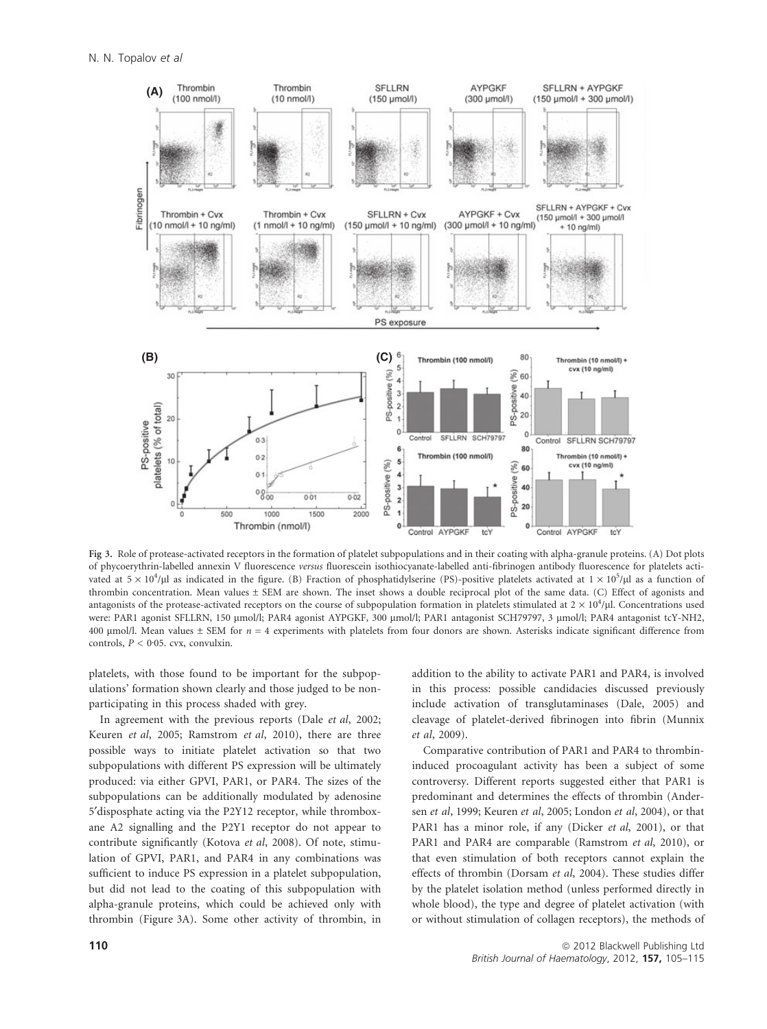(A) Thrombin (100 nmol/l) Thrombin (10 nmol/l) SFLLRN (150 μmol/l) AYPGKF (300 μmol/l) SFLLRN + AYPGKF (150 μmol/l + 300 μmol/l)

Thrombin + Cvx (10 nmol/l + 10 ng/ml) Thrombin + Cvx (1 nmol/l + 10 ng/ml) SFLLRN + Cvx (150 μmol/l + 10 ng/ml) AYPGKF + Cvx (300 μmol/l + 10 ng/ml) SFLLRN + AYPGKF + Cvx (150 μmol/l + 300 μmol/l + 10 ng/ml)

Fibrinogen

PS exposure

(B)

PS-positive platelets (% of total)

Thrombin (nmol/l)

(C)

Thrombin (100 nmol/l)

Thrombin (10 nmol/l) + cvx (10 ng/ml)

PS-positive (%)

Control SFLLRN SCH79797

Control AYPGKF tcY

**Fig 3.** Role of protease-activated receptors in the formation of platelet subpopulations and in their coating with alpha-granule proteins. (A) Dot plots of phycoerythrin-labelled annexin V fluorescence *versus* fluorescein isothiocyanate-labelled anti-fibrinogen antibody fluorescence for platelets activated at $5 \times 10^4$/μl as indicated in the figure. (B) Fraction of phosphatidylserine (PS)-positive platelets activated at $1 \times 10^5$/μl as a function of thrombin concentration. Mean values ± SEM are shown. The inset shows a double reciprocal plot of the same data. (C) Effect of agonists and antagonists of the protease-activated receptors on the course of subpopulation formation in platelets stimulated at $2 \times 10^4$/μl. Concentrations used were: PAR1 agonist SFLLRN, 150 μmol/l; PAR4 agonist AYPGKF, 300 μmol/l; PAR1 antagonist SCH79797, 3 μmol/l; PAR4 antagonist tcY-NH2, 400 μmol/l. Mean values ± SEM for $n = 4$ experiments with platelets from four donors are shown. Asterisks indicate significant difference from controls, $P < 0.05$. cvx, convulxin.

platelets, with those found to be important for the subpopulations' formation shown clearly and those judged to be non-participating in this process shaded with grey.

In agreement with the previous reports (Dale *et al*, 2002; Keuren *et al*, 2005; Ramstrom *et al*, 2010), there are three possible ways to initiate platelet activation so that two subpopulations with different PS expression will be ultimately produced: via either GPVI, PAR1, or PAR4. The sizes of the subpopulations can be additionally modulated by adenosine 5′disposphate acting via the P2Y12 receptor, while thromboxane A2 signalling and the P2Y1 receptor do not appear to contribute significantly (Kotova *et al*, 2008). Of note, stimulation of GPVI, PAR1, and PAR4 in any combinations was sufficient to induce PS expression in a platelet subpopulation, but did not lead to the coating of this subpopulation with alpha-granule proteins, which could be achieved only with thrombin (Figure 3A). Some other activity of thrombin, in addition to the ability to activate PAR1 and PAR4, is involved in this process: possible candidacies discussed previously include activation of transglutaminases (Dale, 2005) and cleavage of platelet-derived fibrinogen into fibrin (Munnix *et al*, 2009).

Comparative contribution of PAR1 and PAR4 to thrombin-induced procoagulant activity has been a subject of some controversy. Different reports suggested either that PAR1 is predominant and determines the effects of thrombin (Andersen *et al*, 1999; Keuren *et al*, 2005; London *et al*, 2004), or that PAR1 has a minor role, if any (Dicker *et al*, 2001), or that PAR1 and PAR4 are comparable (Ramstrom *et al*, 2010), or that even stimulation of both receptors cannot explain the effects of thrombin (Dorsam *et al*, 2004). These studies differ by the platelet isolation method (unless performed directly in whole blood), the type and degree of platelet activation (with or without stimulation of collagen receptors), the methods of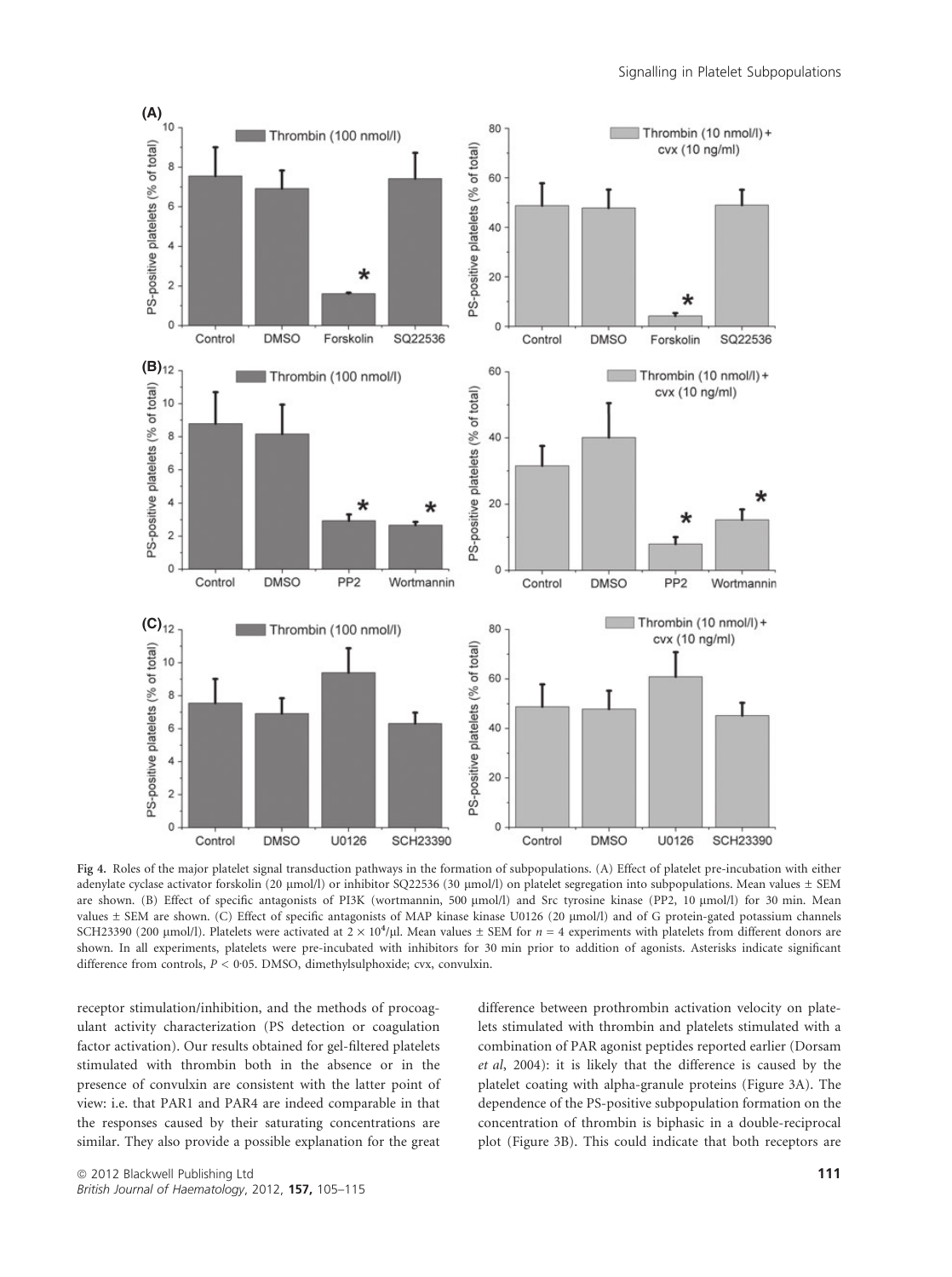(A)

Thrombin (100 nmol/l)

PS-positive platelets (% of total)

10
8
6
4
2
0

Control DMSO Forskolin SQ22536

*

Thrombin (10 nmol/l) + cvx (10 ng/ml)

PS-positive platelets (% of total)

80
60
40
20
0

Control DMSO Forskolin SQ22536

*

(B)

Thrombin (100 nmol/l)

PS-positive platelets (% of total)

12
10
8
6
4
2
0

Control DMSO PP2 Wortmannin

* *

Thrombin (10 nmol/l) + cvx (10 ng/ml)

PS-positive platelets (% of total)

60
40
20
0

Control DMSO PP2 Wortmannin

* *

(C)

Thrombin (100 nmol/l)

PS-positive platelets (% of total)

12
10
8
6
4
2
0

Control DMSO U0126 SCH23390

Thrombin (10 nmol/l) + cvx (10 ng/ml)

PS-positive platelets (% of total)

80
60
40
20
0

Control DMSO U0126 SCH23390

**Fig 4.** Roles of the major platelet signal transduction pathways in the formation of subpopulations. (A) Effect of platelet pre-incubation with either adenylate cyclase activator forskolin (20 μmol/l) or inhibitor SQ22536 (30 μmol/l) on platelet segregation into subpopulations. Mean values ± SEM are shown. (B) Effect of specific antagonists of PI3K (wortmannin, 500 μmol/l) and Src tyrosine kinase (PP2, 10 μmol/l) for 30 min. Mean values ± SEM are shown. (C) Effect of specific antagonists of MAP kinase kinase U0126 (20 μmol/l) and of G protein-gated potassium channels SCH23390 (200 μmol/l). Platelets were activated at $2 \times 10^4$/μl. Mean values ± SEM for $n = 4$ experiments with platelets from different donors are shown. In all experiments, platelets were pre-incubated with inhibitors for 30 min prior to addition of agonists. Asterisks indicate significant difference from controls, $P < 0{\cdot}05$. DMSO, dimethylsulphoxide; cvx, convulxin.

receptor stimulation/inhibition, and the methods of procoagulant activity characterization (PS detection or coagulation factor activation). Our results obtained for gel-filtered platelets stimulated with thrombin both in the absence or in the presence of convulxin are consistent with the latter point of view: i.e. that PAR1 and PAR4 are indeed comparable in that the responses caused by their saturating concentrations are similar. They also provide a possible explanation for the great difference between prothrombin activation velocity on platelets stimulated with thrombin and platelets stimulated with a combination of PAR agonist peptides reported earlier (Dorsam *et al*, 2004): it is likely that the difference is caused by the platelet coating with alpha-granule proteins (Figure 3A). The dependence of the PS-positive subpopulation formation on the concentration of thrombin is biphasic in a double-reciprocal plot (Figure 3B). This could indicate that both receptors are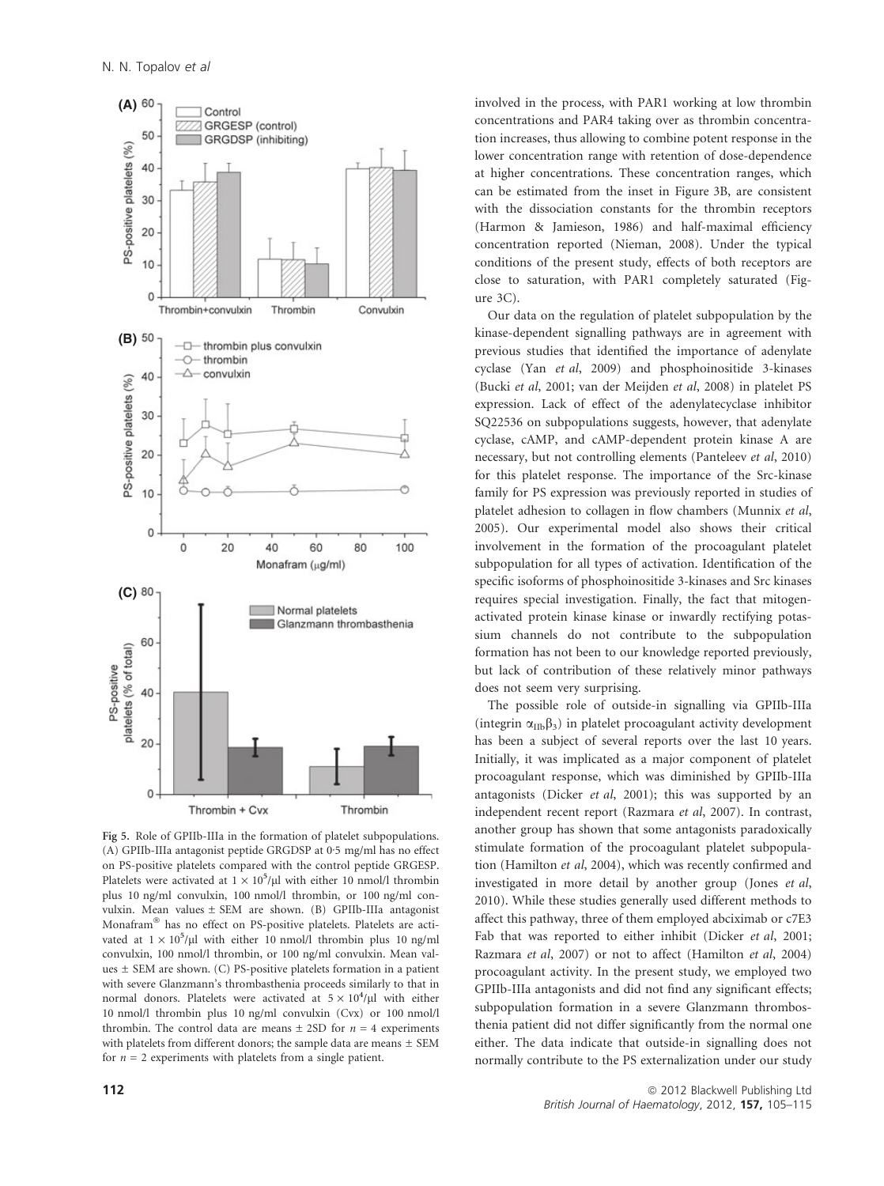Fig 5. Role of GPIIb-IIIa in the formation of platelet subpopulations. (A) GPIIb-IIIa antagonist peptide GRGDSP at 0·5 mg/ml has no effect on PS-positive platelets compared with the control peptide GRGESP. Platelets were activated at $1 \times 10^5$/μl with either 10 nmol/l thrombin plus 10 ng/ml convulxin, 100 nmol/l thrombin, or 100 ng/ml convulxin. Mean values ± SEM are shown. (B) GPIIb-IIIa antagonist Monafram® has no effect on PS-positive platelets. Platelets are activated at $1 \times 10^5$/μl with either 10 nmol/l thrombin plus 10 ng/ml convulxin, 100 nmol/l thrombin, or 100 ng/ml convulxin. Mean values ± SEM are shown. (C) PS-positive platelets formation in a patient with severe Glanzmann's thrombasthenia proceeds similarly to that in normal donors. Platelets were activated at $5 \times 10^4$/μl with either 10 nmol/l thrombin plus 10 ng/ml convulxin (Cvx) or 100 nmol/l thrombin. The control data are means ± 2SD for $n = 4$ experiments with platelets from different donors; the sample data are means ± SEM for $n = 2$ experiments with platelets from a single patient.

involved in the process, with PAR1 working at low thrombin concentrations and PAR4 taking over as thrombin concentration increases, thus allowing to combine potent response in the lower concentration range with retention of dose-dependence at higher concentrations. These concentration ranges, which can be estimated from the inset in Figure 3B, are consistent with the dissociation constants for the thrombin receptors (Harmon & Jamieson, 1986) and half-maximal efficiency concentration reported (Nieman, 2008). Under the typical conditions of the present study, effects of both receptors are close to saturation, with PAR1 completely saturated (Figure 3C).

Our data on the regulation of platelet subpopulation by the kinase-dependent signalling pathways are in agreement with previous studies that identified the importance of adenylate cyclase (Yan *et al*, 2009) and phosphoinositide 3-kinases (Bucki *et al*, 2001; van der Meijden *et al*, 2008) in platelet PS expression. Lack of effect of the adenylatecyclase inhibitor SQ22536 on subpopulations suggests, however, that adenylate cyclase, cAMP, and cAMP-dependent protein kinase A are necessary, but not controlling elements (Panteleev *et al*, 2010) for this platelet response. The importance of the Src-kinase family for PS expression was previously reported in studies of platelet adhesion to collagen in flow chambers (Munnix *et al*, 2005). Our experimental model also shows their critical involvement in the formation of the procoagulant platelet subpopulation for all types of activation. Identification of the specific isoforms of phosphoinositide 3-kinases and Src kinases requires special investigation. Finally, the fact that mitogen-activated protein kinase kinase or inwardly rectifying potassium channels do not contribute to the subpopulation formation has not been to our knowledge reported previously, but lack of contribution of these relatively minor pathways does not seem very surprising.

The possible role of outside-in signalling via GPIIb-IIIa (integrin $\alpha_{IIb}\beta_3$) in platelet procoagulant activity development has been a subject of several reports over the last 10 years. Initially, it was implicated as a major component of platelet procoagulant response, which was diminished by GPIIb-IIIa antagonists (Dicker *et al*, 2001); this was supported by an independent recent report (Razmara *et al*, 2007). In contrast, another group has shown that some antagonists paradoxically stimulate formation of the procoagulant platelet subpopulation (Hamilton *et al*, 2004), which was recently confirmed and investigated in more detail by another group (Jones *et al*, 2010). While these studies generally used different methods to affect this pathway, three of them employed abciximab or c7E3 Fab that was reported to either inhibit (Dicker *et al*, 2001; Razmara *et al*, 2007) or not to affect (Hamilton *et al*, 2004) procoagulant activity. In the present study, we employed two GPIIb-IIIa antagonists and did not find any significant effects; subpopulation formation in a severe Glanzmann thrombosthenia patient did not differ significantly from the normal one either. The data indicate that outside-in signalling does not normally contribute to the PS externalization under our study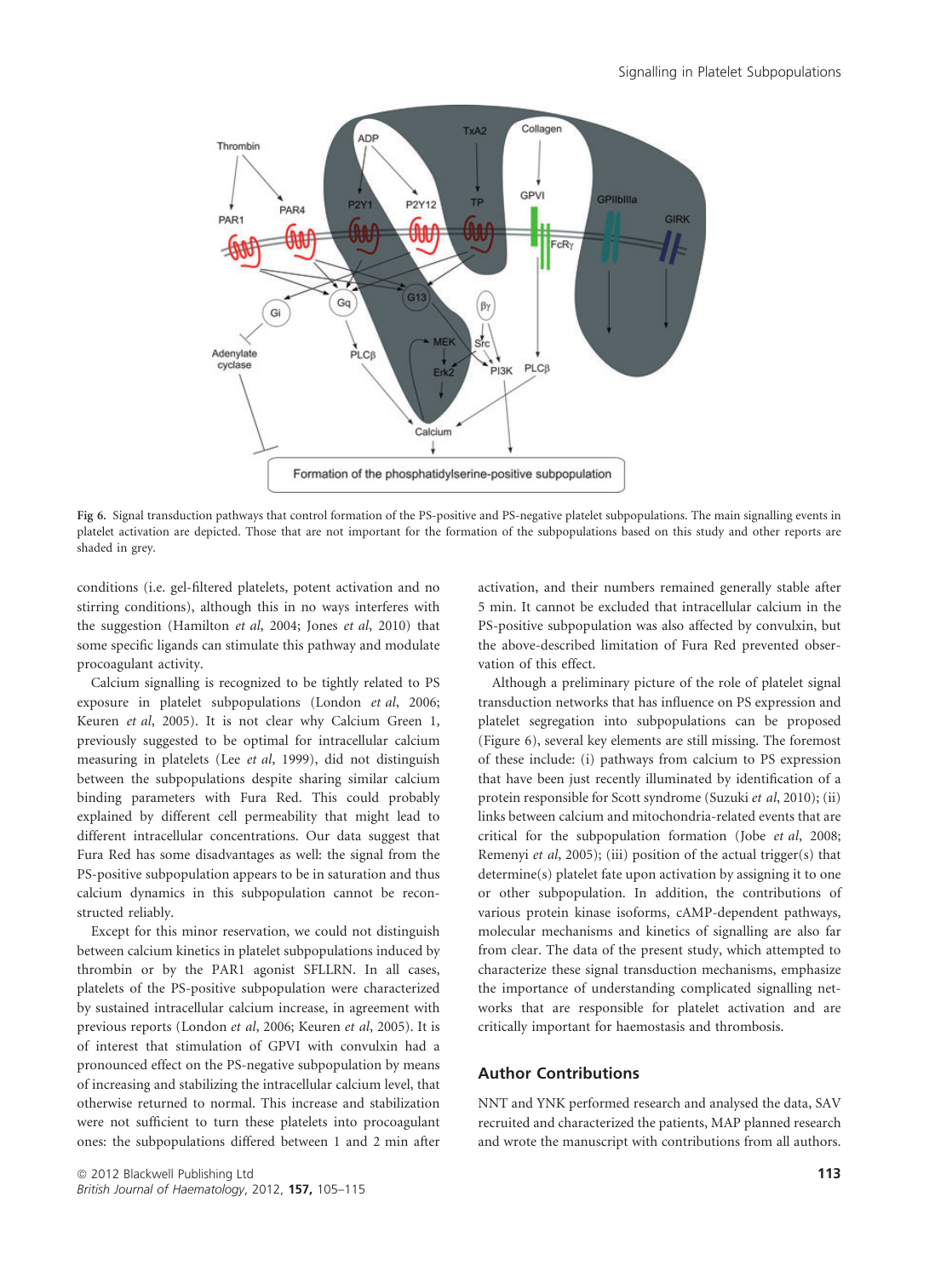Thrombin
PAR1
PAR4
ADP
P2Y1
P2Y12
TxA2
TP
Collagen
GPVI
FcRγ
GPIIbIIIa
GIRK
Gi
Gq
G13
βγ
Adenylate cyclase
PLCβ
MEK
Erk2
Src
PI3K
PLCβ
Calcium
Formation of the phosphatidylserine-positive subpopulation

Fig 6. Signal transduction pathways that control formation of the PS-positive and PS-negative platelet subpopulations. The main signalling events in platelet activation are depicted. Those that are not important for the formation of the subpopulations based on this study and other reports are shaded in grey.

conditions (i.e. gel-filtered platelets, potent activation and no stirring conditions), although this in no ways interferes with the suggestion (Hamilton *et al*, 2004; Jones *et al*, 2010) that some specific ligands can stimulate this pathway and modulate procoagulant activity.

Calcium signalling is recognized to be tightly related to PS exposure in platelet subpopulations (London *et al*, 2006; Keuren *et al*, 2005). It is not clear why Calcium Green 1, previously suggested to be optimal for intracellular calcium measuring in platelets (Lee *et al*, 1999), did not distinguish between the subpopulations despite sharing similar calcium binding parameters with Fura Red. This could probably explained by different cell permeability that might lead to different intracellular concentrations. Our data suggest that Fura Red has some disadvantages as well: the signal from the PS-positive subpopulation appears to be in saturation and thus calcium dynamics in this subpopulation cannot be reconstructed reliably.

Except for this minor reservation, we could not distinguish between calcium kinetics in platelet subpopulations induced by thrombin or by the PAR1 agonist SFLLRN. In all cases, platelets of the PS-positive subpopulation were characterized by sustained intracellular calcium increase, in agreement with previous reports (London *et al*, 2006; Keuren *et al*, 2005). It is of interest that stimulation of GPVI with convulxin had a pronounced effect on the PS-negative subpopulation by means of increasing and stabilizing the intracellular calcium level, that otherwise returned to normal. This increase and stabilization were not sufficient to turn these platelets into procoagulant ones: the subpopulations differed between 1 and 2 min after activation, and their numbers remained generally stable after 5 min. It cannot be excluded that intracellular calcium in the PS-positive subpopulation was also affected by convulxin, but the above-described limitation of Fura Red prevented observation of this effect.

Although a preliminary picture of the role of platelet signal transduction networks that has influence on PS expression and platelet segregation into subpopulations can be proposed (Figure 6), several key elements are still missing. The foremost of these include: (i) pathways from calcium to PS expression that have been just recently illuminated by identification of a protein responsible for Scott syndrome (Suzuki *et al*, 2010); (ii) links between calcium and mitochondria-related events that are critical for the subpopulation formation (Jobe *et al*, 2008; Remenyi *et al*, 2005); (iii) position of the actual trigger(s) that determine(s) platelet fate upon activation by assigning it to one or other subpopulation. In addition, the contributions of various protein kinase isoforms, cAMP-dependent pathways, molecular mechanisms and kinetics of signalling are also far from clear. The data of the present study, which attempted to characterize these signal transduction mechanisms, emphasize the importance of understanding complicated signalling networks that are responsible for platelet activation and are critically important for haemostasis and thrombosis.

## Author Contributions

NNT and YNK performed research and analysed the data, SAV recruited and characterized the patients, MAP planned research and wrote the manuscript with contributions from all authors.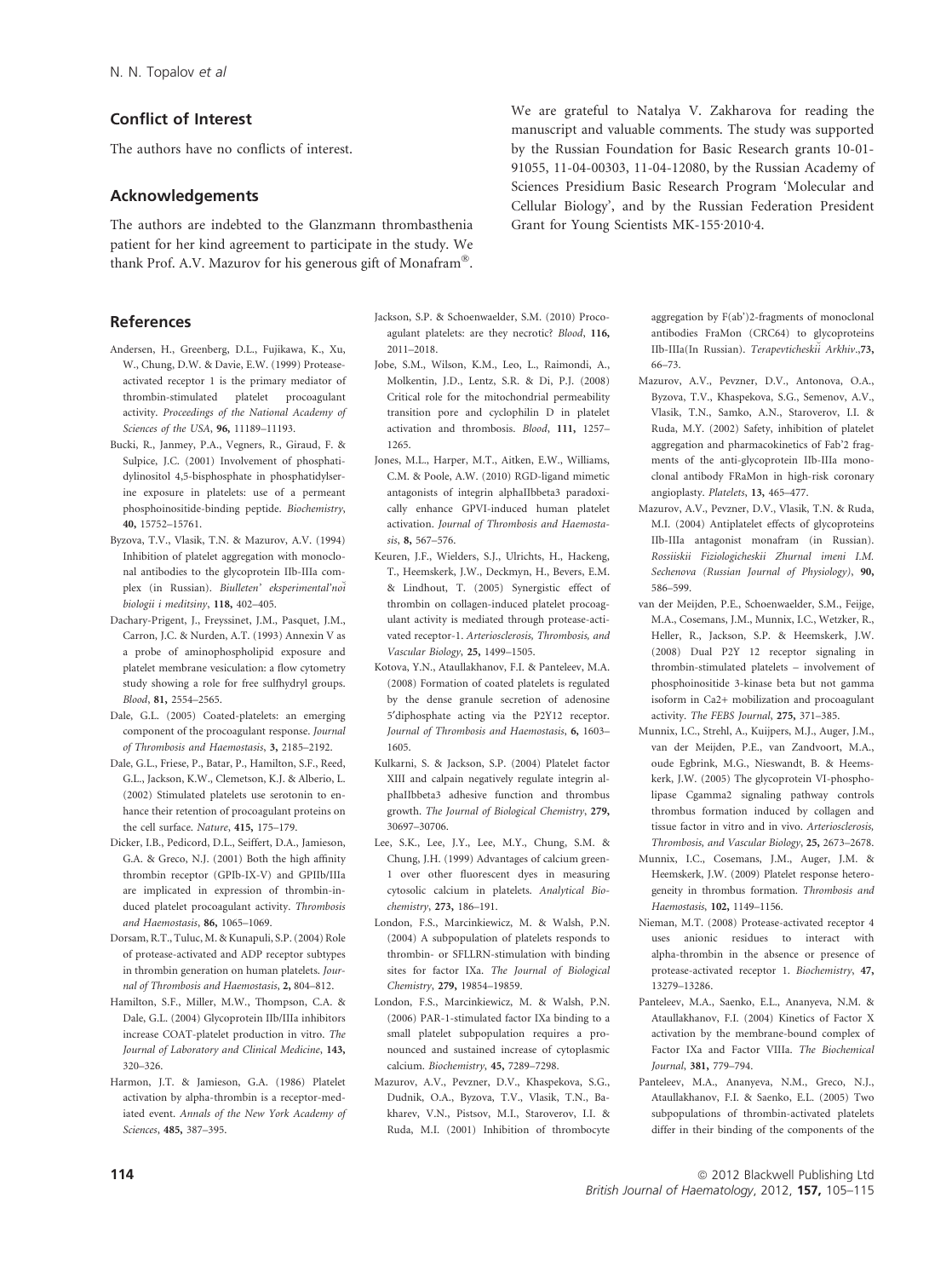## Conflict of Interest

The authors have no conflicts of interest.

## Acknowledgements

The authors are indebted to the Glanzmann thrombasthenia patient for her kind agreement to participate in the study. We thank Prof. A.V. Mazurov for his generous gift of Monafram®. We are grateful to Natalya V. Zakharova for reading the manuscript and valuable comments. The study was supported by the Russian Foundation for Basic Research grants 10-01-91055, 11-04-00303, 11-04-12080, by the Russian Academy of Sciences Presidium Basic Research Program 'Molecular and Cellular Biology', and by the Russian Federation President Grant for Young Scientists MK-155·2010·4.

## References

Andersen, H., Greenberg, D.L., Fujikawa, K., Xu, W., Chung, D.W. & Davie, E.W. (1999) Protease-activated receptor 1 is the primary mediator of thrombin-stimulated platelet procoagulant activity. *Proceedings of the National Academy of Sciences of the USA*, **96,** 11189–11193.

Bucki, R., Janmey, P.A., Vegners, R., Giraud, F. & Sulpice, J.C. (2001) Involvement of phosphatidylinositol 4,5-bisphosphate in phosphatidylserine exposure in platelets: use of a permeant phosphoinositide-binding peptide. *Biochemistry*, **40,** 15752–15761.

Byzova, T.V., Vlasik, T.N. & Mazurov, A.V. (1994) Inhibition of platelet aggregation with monoclonal antibodies to the glycoprotein IIb-IIIa complex (in Russian). *Biulleten' eksperimental'noĭ biologii i meditsiny*, **118,** 402–405.

Dachary-Prigent, J., Freyssinet, J.M., Pasquet, J.M., Carron, J.C. & Nurden, A.T. (1993) Annexin V as a probe of aminophospholipid exposure and platelet membrane vesiculation: a flow cytometry study showing a role for free sulfhydryl groups. *Blood*, **81,** 2554–2565.

Dale, G.L. (2005) Coated-platelets: an emerging component of the procoagulant response. *Journal of Thrombosis and Haemostasis*, **3,** 2185–2192.

Dale, G.L., Friese, P., Batar, P., Hamilton, S.F., Reed, G.L., Jackson, K.W., Clemetson, K.J. & Alberio, L. (2002) Stimulated platelets use serotonin to enhance their retention of procoagulant proteins on the cell surface. *Nature*, **415,** 175–179.

Dicker, I.B., Pedicord, D.L., Seiffert, D.A., Jamieson, G.A. & Greco, N.J. (2001) Both the high affinity thrombin receptor (GPIb-IX-V) and GPIIb/IIIa are implicated in expression of thrombin-induced platelet procoagulant activity. *Thrombosis and Haemostasis*, **86,** 1065–1069.

Dorsam, R.T., Tuluc, M. & Kunapuli, S.P. (2004) Role of protease-activated and ADP receptor subtypes in thrombin generation on human platelets. *Journal of Thrombosis and Haemostasis*, **2,** 804–812.

Hamilton, S.F., Miller, M.W., Thompson, C.A. & Dale, G.L. (2004) Glycoprotein IIb/IIIa inhibitors increase COAT-platelet production in vitro. *The Journal of Laboratory and Clinical Medicine*, **143,** 320–326.

Harmon, J.T. & Jamieson, G.A. (1986) Platelet activation by alpha-thrombin is a receptor-mediated event. *Annals of the New York Academy of Sciences*, **485,** 387–395.

Jackson, S.P. & Schoenwaelder, S.M. (2010) Procoagulant platelets: are they necrotic? *Blood*, **116,** 2011–2018.

Jobe, S.M., Wilson, K.M., Leo, L., Raimondi, A., Molkentin, J.D., Lentz, S.R. & Di, P.J. (2008) Critical role for the mitochondrial permeability transition pore and cyclophilin D in platelet activation and thrombosis. *Blood*, **111,** 1257–1265.

Jones, M.L., Harper, M.T., Aitken, E.W., Williams, C.M. & Poole, A.W. (2010) RGD-ligand mimetic antagonists of integrin alphaIIbbeta3 paradoxically enhance GPVI-induced human platelet activation. *Journal of Thrombosis and Haemostasis*, **8,** 567–576.

Keuren, J.F., Wielders, S.J., Ulrichts, H., Hackeng, T., Heemskerk, J.W., Deckmyn, H., Bevers, E.M. & Lindhout, T. (2005) Synergistic effect of thrombin on collagen-induced platelet procoagulant activity is mediated through protease-activated receptor-1. *Arteriosclerosis, Thrombosis, and Vascular Biology*, **25,** 1499–1505.

Kotova, Y.N., Ataullakhanov, F.I. & Panteleev, M.A. (2008) Formation of coated platelets is regulated by the dense granule secretion of adenosine 5′diphosphate acting via the P2Y12 receptor. *Journal of Thrombosis and Haemostasis*, **6,** 1603–1605.

Kulkarni, S. & Jackson, S.P. (2004) Platelet factor XIII and calpain negatively regulate integrin alphaIIbbeta3 adhesive function and thrombus growth. *The Journal of Biological Chemistry*, **279,** 30697–30706.

Lee, S.K., Lee, J.Y., Lee, M.Y., Chung, S.M. & Chung, J.H. (1999) Advantages of calcium green-1 over other fluorescent dyes in measuring cytosolic calcium in platelets. *Analytical Biochemistry*, **273,** 186–191.

London, F.S., Marcinkiewicz, M. & Walsh, P.N. (2004) A subpopulation of platelets responds to thrombin- or SFLLRN-stimulation with binding sites for factor IXa. *The Journal of Biological Chemistry*, **279,** 19854–19859.

London, F.S., Marcinkiewicz, M. & Walsh, P.N. (2006) PAR-1-stimulated factor IXa binding to a small platelet subpopulation requires a pronounced and sustained increase of cytoplasmic calcium. *Biochemistry*, **45,** 7289–7298.

Mazurov, A.V., Pevzner, D.V., Khaspekova, S.G., Dudnik, O.A., Byzova, T.V., Vlasik, T.N., Bakharev, V.N., Pistsov, M.I., Staroverov, I.I. & Ruda, M.I. (2001) Inhibition of thrombocyte aggregation by F(ab')2-fragments of monoclonal antibodies FraMon (CRC64) to glycoproteins IIb-IIIa(In Russian). *Terapevticheskiĭ Arkhiv*.,**73,** 66–73.

Mazurov, A.V., Pevzner, D.V., Antonova, O.A., Byzova, T.V., Khaspekova, S.G., Semenov, A.V., Vlasik, T.N., Samko, A.N., Staroverov, I.I. & Ruda, M.Y. (2002) Safety, inhibition of platelet aggregation and pharmacokinetics of Fab'2 fragments of the anti-glycoprotein IIb-IIIa monoclonal antibody FRaMon in high-risk coronary angioplasty. *Platelets*, **13,** 465–477.

Mazurov, A.V., Pevzner, D.V., Vlasik, T.N. & Ruda, M.I. (2004) Antiplatelet effects of glycoproteins IIb-IIIa antagonist monafram (in Russian). *Rossiiskii Fiziologicheskii Zhurnal imeni I.M. Sechenova (Russian Journal of Physiology)*, **90,** 586–599.

van der Meijden, P.E., Schoenwaelder, S.M., Feijge, M.A., Cosemans, J.M., Munnix, I.C., Wetzker, R., Heller, R., Jackson, S.P. & Heemskerk, J.W. (2008) Dual P2Y 12 receptor signaling in thrombin-stimulated platelets – involvement of phosphoinositide 3-kinase beta but not gamma isoform in Ca2+ mobilization and procoagulant activity. *The FEBS Journal*, **275,** 371–385.

Munnix, I.C., Strehl, A., Kuijpers, M.J., Auger, J.M., van der Meijden, P.E., van Zandvoort, M.A., oude Egbrink, M.G., Nieswandt, B. & Heemskerk, J.W. (2005) The glycoprotein VI-phospholipase Cgamma2 signaling pathway controls thrombus formation induced by collagen and tissue factor in vitro and in vivo. *Arteriosclerosis, Thrombosis, and Vascular Biology*, **25,** 2673–2678.

Munnix, I.C., Cosemans, J.M., Auger, J.M. & Heemskerk, J.W. (2009) Platelet response heterogeneity in thrombus formation. *Thrombosis and Haemostasis*, **102,** 1149–1156.

Nieman, M.T. (2008) Protease-activated receptor 4 uses anionic residues to interact with alpha-thrombin in the absence or presence of protease-activated receptor 1. *Biochemistry*, **47,** 13279–13286.

Panteleev, M.A., Saenko, E.L., Ananyeva, N.M. & Ataullakhanov, F.I. (2004) Kinetics of Factor X activation by the membrane-bound complex of Factor IXa and Factor VIIIa. *The Biochemical Journal*, **381,** 779–794.

Panteleev, M.A., Ananyeva, N.M., Greco, N.J., Ataullakhanov, F.I. & Saenko, E.L. (2005) Two subpopulations of thrombin-activated platelets differ in their binding of the components of the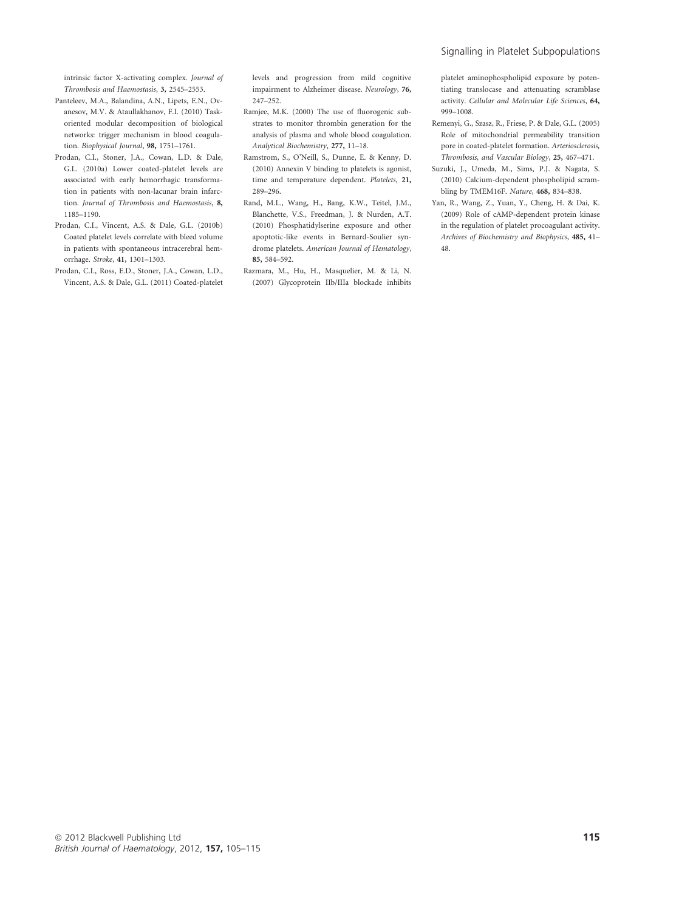intrinsic factor X-activating complex. *Journal of Thrombosis and Haemostasis*, **3,** 2545–2553.

Panteleev, M.A., Balandina, A.N., Lipets, E.N., Ovanesov, M.V. & Ataullakhanov, F.I. (2010) Task-oriented modular decomposition of biological networks: trigger mechanism in blood coagulation. *Biophysical Journal*, **98,** 1751–1761.

Prodan, C.I., Stoner, J.A., Cowan, L.D. & Dale, G.L. (2010a) Lower coated-platelet levels are associated with early hemorrhagic transformation in patients with non-lacunar brain infarction. *Journal of Thrombosis and Haemostasis*, **8,** 1185–1190.

Prodan, C.I., Vincent, A.S. & Dale, G.L. (2010b) Coated platelet levels correlate with bleed volume in patients with spontaneous intracerebral hemorrhage. *Stroke*, **41,** 1301–1303.

Prodan, C.I., Ross, E.D., Stoner, J.A., Cowan, L.D., Vincent, A.S. & Dale, G.L. (2011) Coated-platelet levels and progression from mild cognitive impairment to Alzheimer disease. *Neurology*, **76,** 247–252.

Ramjee, M.K. (2000) The use of fluorogenic substrates to monitor thrombin generation for the analysis of plasma and whole blood coagulation. *Analytical Biochemistry*, **277,** 11–18.

Ramstrom, S., O'Neill, S., Dunne, E. & Kenny, D. (2010) Annexin V binding to platelets is agonist, time and temperature dependent. *Platelets*, **21,** 289–296.

Rand, M.L., Wang, H., Bang, K.W., Teitel, J.M., Blanchette, V.S., Freedman, J. & Nurden, A.T. (2010) Phosphatidylserine exposure and other apoptotic-like events in Bernard-Soulier syndrome platelets. *American Journal of Hematology*, **85,** 584–592.

Razmara, M., Hu, H., Masquelier, M. & Li, N. (2007) Glycoprotein IIb/IIIa blockade inhibits platelet aminophospholipid exposure by potentiating translocase and attenuating scramblase activity. *Cellular and Molecular Life Sciences*, **64,** 999–1008.

Remenyi, G., Szasz, R., Friese, P. & Dale, G.L. (2005) Role of mitochondrial permeability transition pore in coated-platelet formation. *Arteriosclerosis, Thrombosis, and Vascular Biology*, **25,** 467–471.

Suzuki, J., Umeda, M., Sims, P.J. & Nagata, S. (2010) Calcium-dependent phospholipid scrambling by TMEM16F. *Nature*, **468,** 834–838.

Yan, R., Wang, Z., Yuan, Y., Cheng, H. & Dai, K. (2009) Role of cAMP-dependent protein kinase in the regulation of platelet procoagulant activity. *Archives of Biochemistry and Biophysics*, **485,** 41–48.